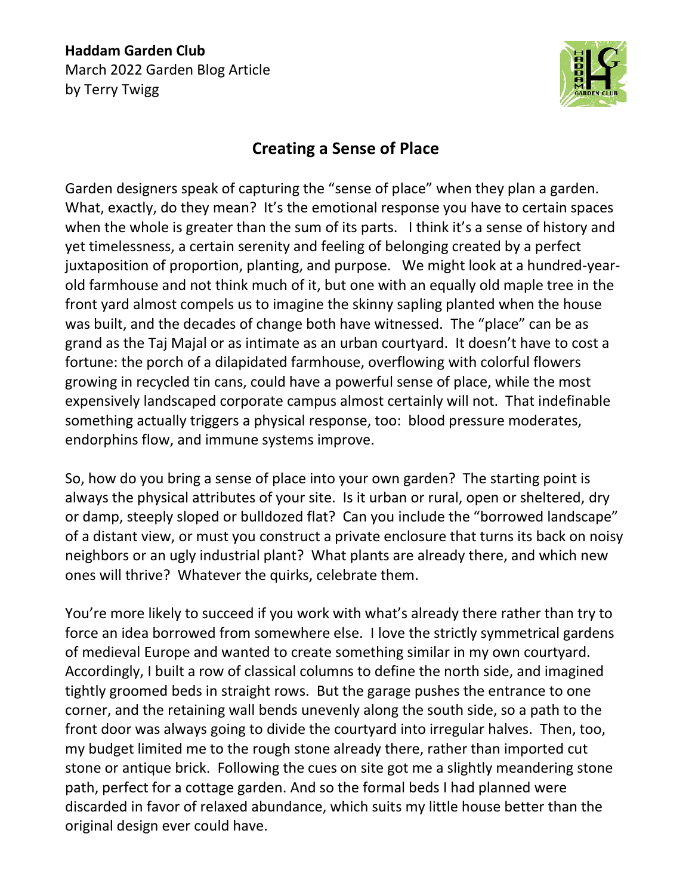**Haddam Garden Club**
March 2022 Garden Blog Article
by Terry Twigg

## Creating a Sense of Place

Garden designers speak of capturing the "sense of place" when they plan a garden. What, exactly, do they mean? It's the emotional response you have to certain spaces when the whole is greater than the sum of its parts. I think it's a sense of history and yet timelessness, a certain serenity and feeling of belonging created by a perfect juxtaposition of proportion, planting, and purpose. We might look at a hundred-year-old farmhouse and not think much of it, but one with an equally old maple tree in the front yard almost compels us to imagine the skinny sapling planted when the house was built, and the decades of change both have witnessed. The "place" can be as grand as the Taj Majal or as intimate as an urban courtyard. It doesn't have to cost a fortune: the porch of a dilapidated farmhouse, overflowing with colorful flowers growing in recycled tin cans, could have a powerful sense of place, while the most expensively landscaped corporate campus almost certainly will not. That indefinable something actually triggers a physical response, too: blood pressure moderates, endorphins flow, and immune systems improve.

So, how do you bring a sense of place into your own garden? The starting point is always the physical attributes of your site. Is it urban or rural, open or sheltered, dry or damp, steeply sloped or bulldozed flat? Can you include the "borrowed landscape" of a distant view, or must you construct a private enclosure that turns its back on noisy neighbors or an ugly industrial plant? What plants are already there, and which new ones will thrive? Whatever the quirks, celebrate them.

You're more likely to succeed if you work with what's already there rather than try to force an idea borrowed from somewhere else. I love the strictly symmetrical gardens of medieval Europe and wanted to create something similar in my own courtyard. Accordingly, I built a row of classical columns to define the north side, and imagined tightly groomed beds in straight rows. But the garage pushes the entrance to one corner, and the retaining wall bends unevenly along the south side, so a path to the front door was always going to divide the courtyard into irregular halves. Then, too, my budget limited me to the rough stone already there, rather than imported cut stone or antique brick. Following the cues on site got me a slightly meandering stone path, perfect for a cottage garden. And so the formal beds I had planned were discarded in favor of relaxed abundance, which suits my little house better than the original design ever could have.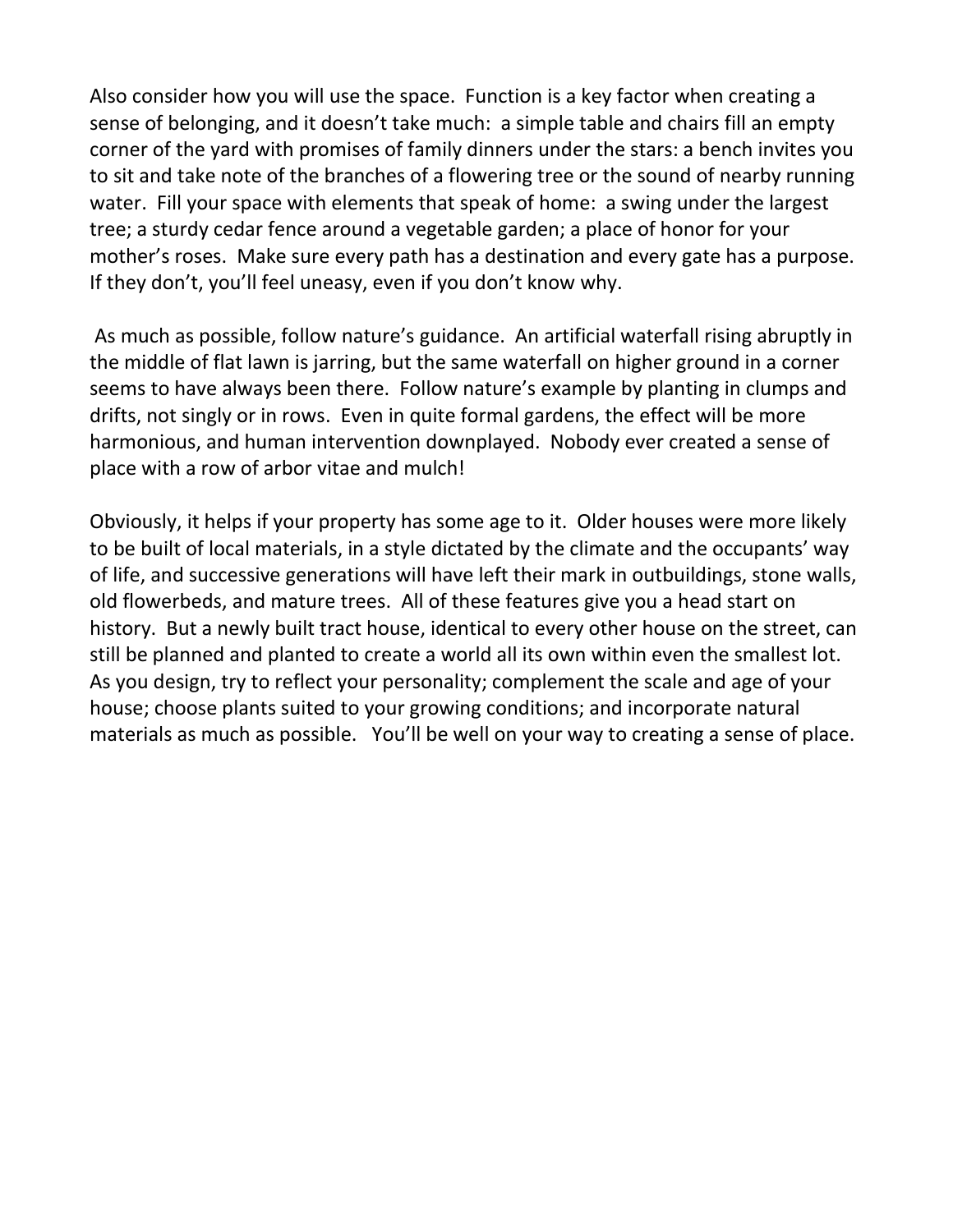Also consider how you will use the space. Function is a key factor when creating a sense of belonging, and it doesn't take much: a simple table and chairs fill an empty corner of the yard with promises of family dinners under the stars: a bench invites you to sit and take note of the branches of a flowering tree or the sound of nearby running water. Fill your space with elements that speak of home: a swing under the largest tree; a sturdy cedar fence around a vegetable garden; a place of honor for your mother's roses. Make sure every path has a destination and every gate has a purpose. If they don't, you'll feel uneasy, even if you don't know why.

As much as possible, follow nature's guidance. An artificial waterfall rising abruptly in the middle of flat lawn is jarring, but the same waterfall on higher ground in a corner seems to have always been there. Follow nature's example by planting in clumps and drifts, not singly or in rows. Even in quite formal gardens, the effect will be more harmonious, and human intervention downplayed. Nobody ever created a sense of place with a row of arbor vitae and mulch!

Obviously, it helps if your property has some age to it. Older houses were more likely to be built of local materials, in a style dictated by the climate and the occupants' way of life, and successive generations will have left their mark in outbuildings, stone walls, old flowerbeds, and mature trees. All of these features give you a head start on history. But a newly built tract house, identical to every other house on the street, can still be planned and planted to create a world all its own within even the smallest lot. As you design, try to reflect your personality; complement the scale and age of your house; choose plants suited to your growing conditions; and incorporate natural materials as much as possible. You'll be well on your way to creating a sense of place.